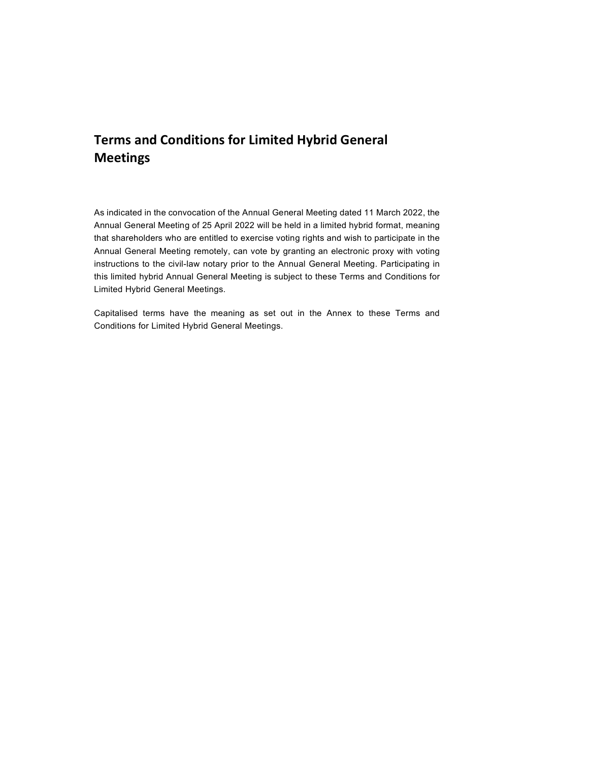# Terms and Conditions for Limited Hybrid General Meetings

As indicated in the convocation of the Annual General Meeting dated 11 March 2022, the Annual General Meeting of 25 April 2022 will be held in a limited hybrid format, meaning that shareholders who are entitled to exercise voting rights and wish to participate in the Annual General Meeting remotely, can vote by granting an electronic proxy with voting instructions to the civil-law notary prior to the Annual General Meeting. Participating in this limited hybrid Annual General Meeting is subject to these Terms and Conditions for Limited Hybrid General Meetings.

Capitalised terms have the meaning as set out in the Annex to these Terms and Conditions for Limited Hybrid General Meetings.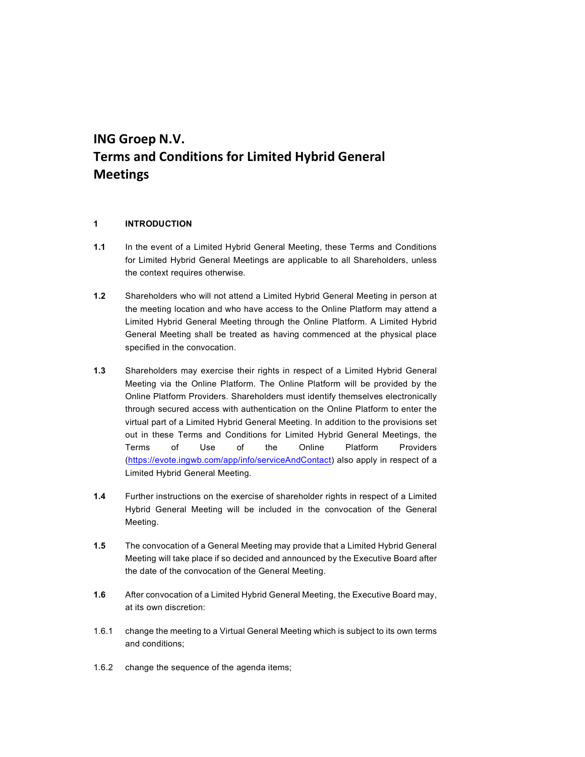# ING Groep N.V.
# Terms and Conditions for Limited Hybrid General Meetings

## 1 INTRODUCTION

**1.1** In the event of a Limited Hybrid General Meeting, these Terms and Conditions for Limited Hybrid General Meetings are applicable to all Shareholders, unless the context requires otherwise.

**1.2** Shareholders who will not attend a Limited Hybrid General Meeting in person at the meeting location and who have access to the Online Platform may attend a Limited Hybrid General Meeting through the Online Platform. A Limited Hybrid General Meeting shall be treated as having commenced at the physical place specified in the convocation.

**1.3** Shareholders may exercise their rights in respect of a Limited Hybrid General Meeting via the Online Platform. The Online Platform will be provided by the Online Platform Providers. Shareholders must identify themselves electronically through secured access with authentication on the Online Platform to enter the virtual part of a Limited Hybrid General Meeting. In addition to the provisions set out in these Terms and Conditions for Limited Hybrid General Meetings, the Terms of Use of the Online Platform Providers (https://evote.ingwb.com/app/info/serviceAndContact) also apply in respect of a Limited Hybrid General Meeting.

**1.4** Further instructions on the exercise of shareholder rights in respect of a Limited Hybrid General Meeting will be included in the convocation of the General Meeting.

**1.5** The convocation of a General Meeting may provide that a Limited Hybrid General Meeting will take place if so decided and announced by the Executive Board after the date of the convocation of the General Meeting.

**1.6** After convocation of a Limited Hybrid General Meeting, the Executive Board may, at its own discretion:

1.6.1 change the meeting to a Virtual General Meeting which is subject to its own terms and conditions;

1.6.2 change the sequence of the agenda items;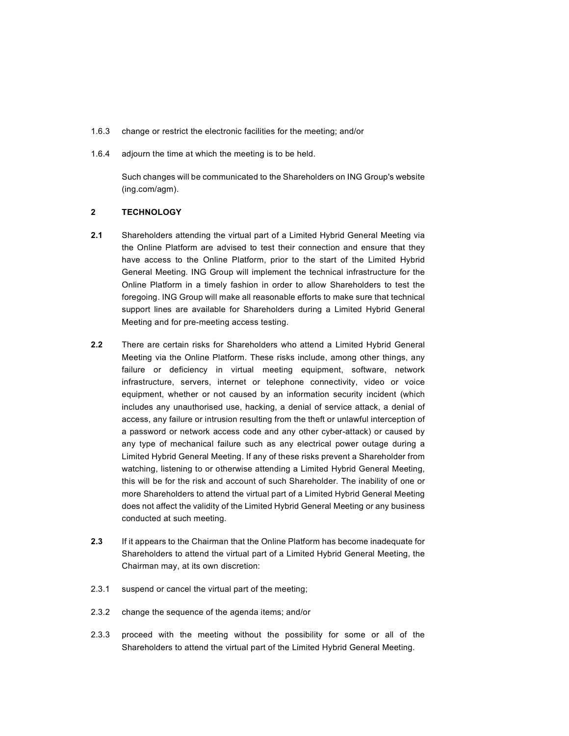1.6.3 change or restrict the electronic facilities for the meeting; and/or

1.6.4 adjourn the time at which the meeting is to be held.

Such changes will be communicated to the Shareholders on ING Group's website (ing.com/agm).

## 2 TECHNOLOGY

**2.1** Shareholders attending the virtual part of a Limited Hybrid General Meeting via the Online Platform are advised to test their connection and ensure that they have access to the Online Platform, prior to the start of the Limited Hybrid General Meeting. ING Group will implement the technical infrastructure for the Online Platform in a timely fashion in order to allow Shareholders to test the foregoing. ING Group will make all reasonable efforts to make sure that technical support lines are available for Shareholders during a Limited Hybrid General Meeting and for pre-meeting access testing.

**2.2** There are certain risks for Shareholders who attend a Limited Hybrid General Meeting via the Online Platform. These risks include, among other things, any failure or deficiency in virtual meeting equipment, software, network infrastructure, servers, internet or telephone connectivity, video or voice equipment, whether or not caused by an information security incident (which includes any unauthorised use, hacking, a denial of service attack, a denial of access, any failure or intrusion resulting from the theft or unlawful interception of a password or network access code and any other cyber-attack) or caused by any type of mechanical failure such as any electrical power outage during a Limited Hybrid General Meeting. If any of these risks prevent a Shareholder from watching, listening to or otherwise attending a Limited Hybrid General Meeting, this will be for the risk and account of such Shareholder. The inability of one or more Shareholders to attend the virtual part of a Limited Hybrid General Meeting does not affect the validity of the Limited Hybrid General Meeting or any business conducted at such meeting.

**2.3** If it appears to the Chairman that the Online Platform has become inadequate for Shareholders to attend the virtual part of a Limited Hybrid General Meeting, the Chairman may, at its own discretion:

2.3.1 suspend or cancel the virtual part of the meeting;

2.3.2 change the sequence of the agenda items; and/or

2.3.3 proceed with the meeting without the possibility for some or all of the Shareholders to attend the virtual part of the Limited Hybrid General Meeting.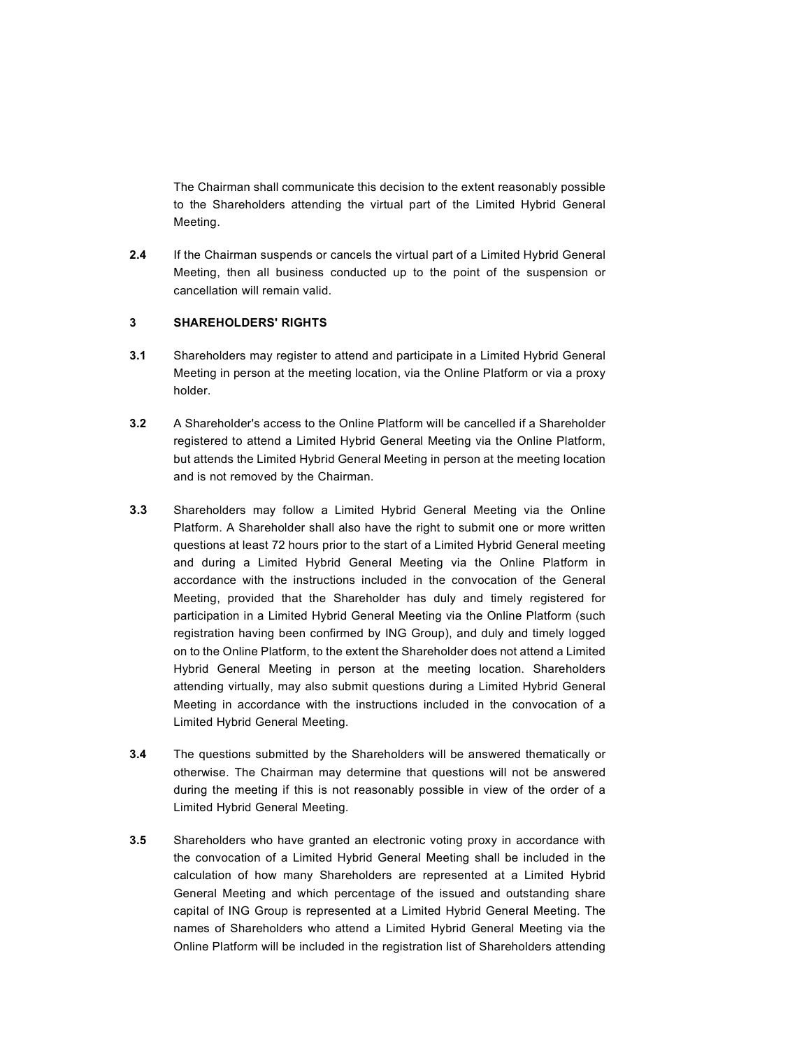The Chairman shall communicate this decision to the extent reasonably possible to the Shareholders attending the virtual part of the Limited Hybrid General Meeting.

**2.4** If the Chairman suspends or cancels the virtual part of a Limited Hybrid General Meeting, then all business conducted up to the point of the suspension or cancellation will remain valid.

## 3 SHAREHOLDERS' RIGHTS

**3.1** Shareholders may register to attend and participate in a Limited Hybrid General Meeting in person at the meeting location, via the Online Platform or via a proxy holder.

**3.2** A Shareholder's access to the Online Platform will be cancelled if a Shareholder registered to attend a Limited Hybrid General Meeting via the Online Platform, but attends the Limited Hybrid General Meeting in person at the meeting location and is not removed by the Chairman.

**3.3** Shareholders may follow a Limited Hybrid General Meeting via the Online Platform. A Shareholder shall also have the right to submit one or more written questions at least 72 hours prior to the start of a Limited Hybrid General meeting and during a Limited Hybrid General Meeting via the Online Platform in accordance with the instructions included in the convocation of the General Meeting, provided that the Shareholder has duly and timely registered for participation in a Limited Hybrid General Meeting via the Online Platform (such registration having been confirmed by ING Group), and duly and timely logged on to the Online Platform, to the extent the Shareholder does not attend a Limited Hybrid General Meeting in person at the meeting location. Shareholders attending virtually, may also submit questions during a Limited Hybrid General Meeting in accordance with the instructions included in the convocation of a Limited Hybrid General Meeting.

**3.4** The questions submitted by the Shareholders will be answered thematically or otherwise. The Chairman may determine that questions will not be answered during the meeting if this is not reasonably possible in view of the order of a Limited Hybrid General Meeting.

**3.5** Shareholders who have granted an electronic voting proxy in accordance with the convocation of a Limited Hybrid General Meeting shall be included in the calculation of how many Shareholders are represented at a Limited Hybrid General Meeting and which percentage of the issued and outstanding share capital of ING Group is represented at a Limited Hybrid General Meeting. The names of Shareholders who attend a Limited Hybrid General Meeting via the Online Platform will be included in the registration list of Shareholders attending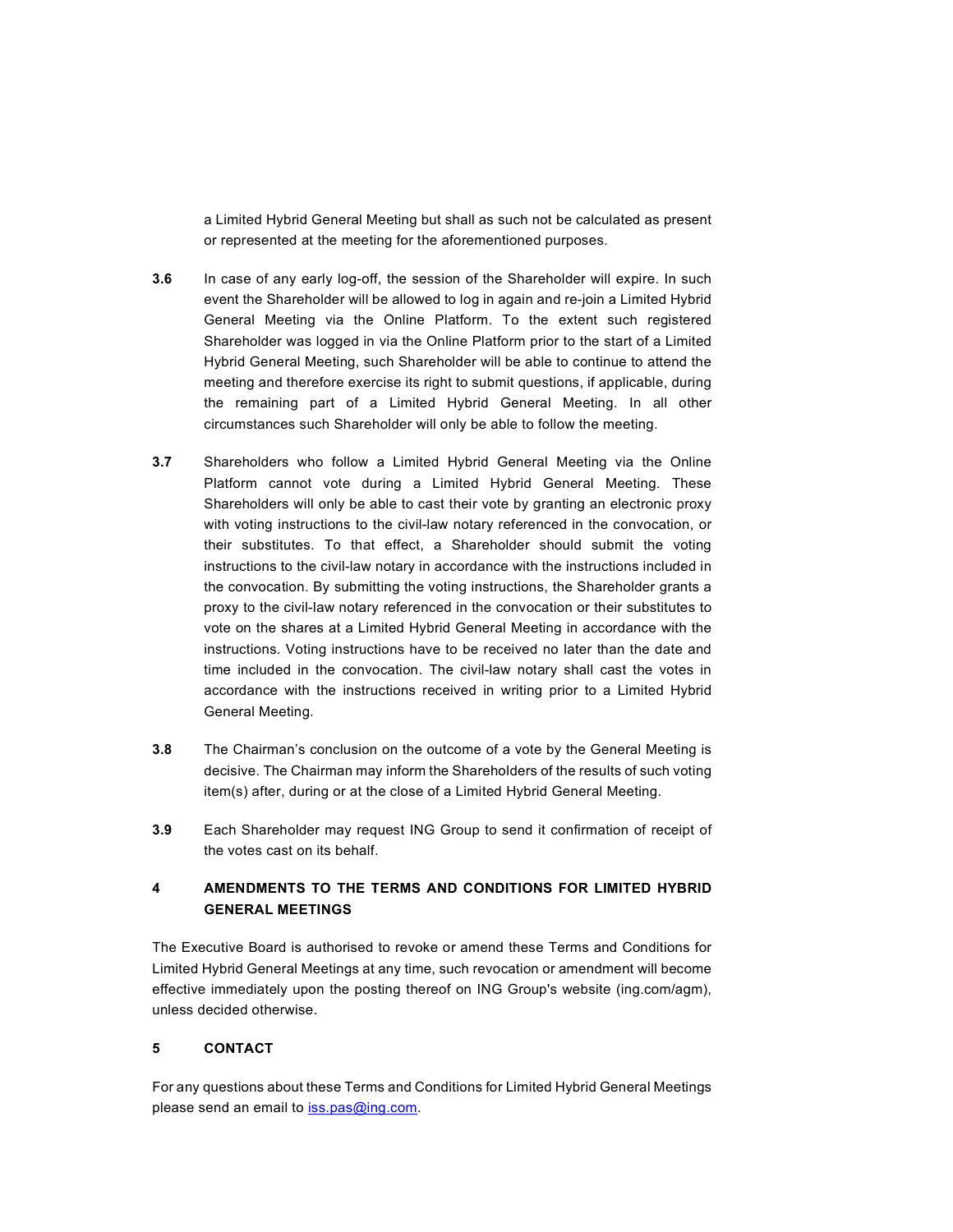a Limited Hybrid General Meeting but shall as such not be calculated as present or represented at the meeting for the aforementioned purposes.

**3.6** In case of any early log-off, the session of the Shareholder will expire. In such event the Shareholder will be allowed to log in again and re-join a Limited Hybrid General Meeting via the Online Platform. To the extent such registered Shareholder was logged in via the Online Platform prior to the start of a Limited Hybrid General Meeting, such Shareholder will be able to continue to attend the meeting and therefore exercise its right to submit questions, if applicable, during the remaining part of a Limited Hybrid General Meeting. In all other circumstances such Shareholder will only be able to follow the meeting.

**3.7** Shareholders who follow a Limited Hybrid General Meeting via the Online Platform cannot vote during a Limited Hybrid General Meeting. These Shareholders will only be able to cast their vote by granting an electronic proxy with voting instructions to the civil-law notary referenced in the convocation, or their substitutes. To that effect, a Shareholder should submit the voting instructions to the civil-law notary in accordance with the instructions included in the convocation. By submitting the voting instructions, the Shareholder grants a proxy to the civil-law notary referenced in the convocation or their substitutes to vote on the shares at a Limited Hybrid General Meeting in accordance with the instructions. Voting instructions have to be received no later than the date and time included in the convocation. The civil-law notary shall cast the votes in accordance with the instructions received in writing prior to a Limited Hybrid General Meeting.

**3.8** The Chairman's conclusion on the outcome of a vote by the General Meeting is decisive. The Chairman may inform the Shareholders of the results of such voting item(s) after, during or at the close of a Limited Hybrid General Meeting.

**3.9** Each Shareholder may request ING Group to send it confirmation of receipt of the votes cast on its behalf.

## 4 AMENDMENTS TO THE TERMS AND CONDITIONS FOR LIMITED HYBRID GENERAL MEETINGS

The Executive Board is authorised to revoke or amend these Terms and Conditions for Limited Hybrid General Meetings at any time, such revocation or amendment will become effective immediately upon the posting thereof on ING Group's website (ing.com/agm), unless decided otherwise.

## 5 CONTACT

For any questions about these Terms and Conditions for Limited Hybrid General Meetings please send an email to iss.pas@ing.com.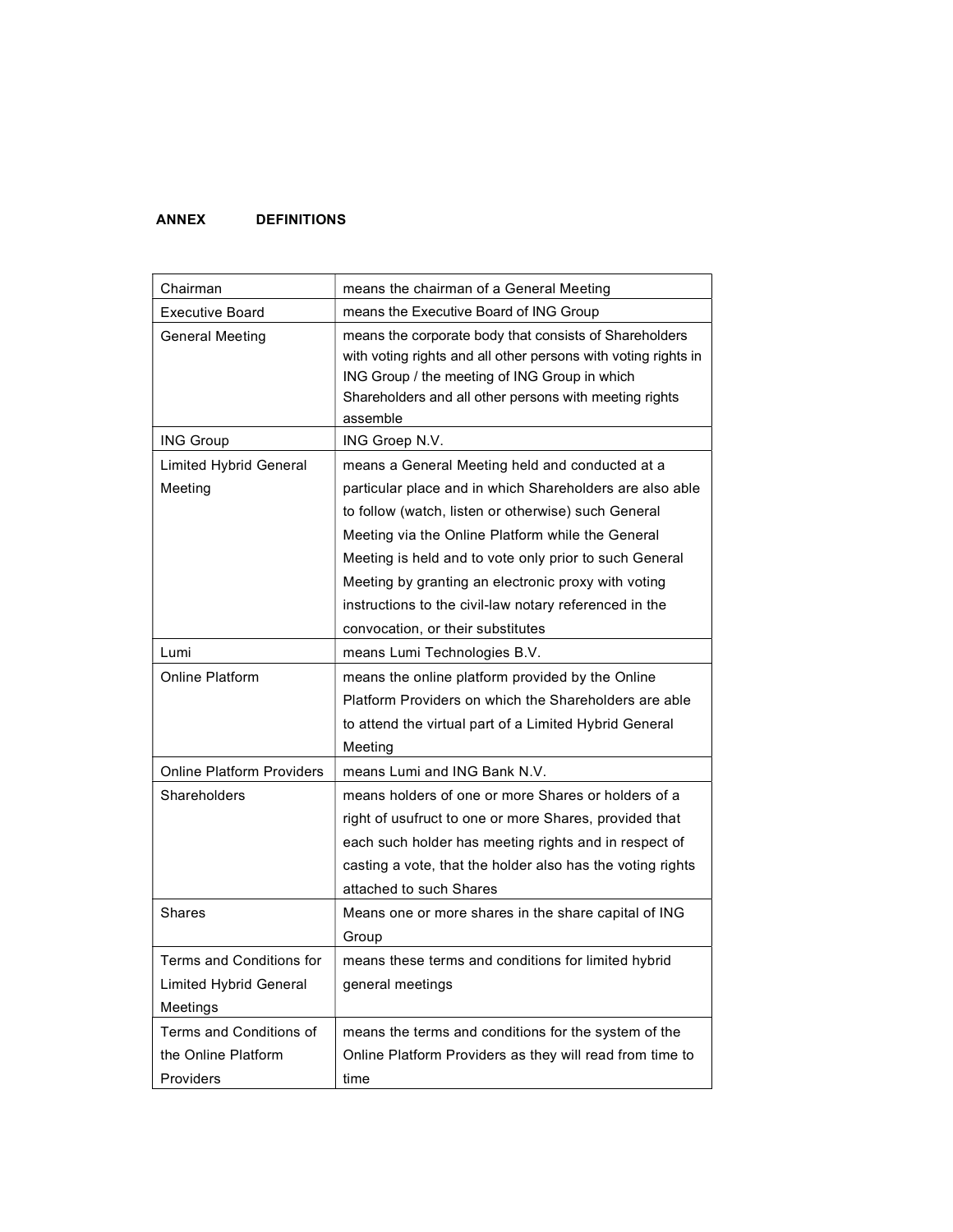## ANNEX DEFINITIONS

| | |
|---|---|
| Chairman | means the chairman of a General Meeting |
| Executive Board | means the Executive Board of ING Group |
| General Meeting | means the corporate body that consists of Shareholders with voting rights and all other persons with voting rights in ING Group / the meeting of ING Group in which Shareholders and all other persons with meeting rights assemble |
| ING Group | ING Groep N.V. |
| Limited Hybrid General Meeting | means a General Meeting held and conducted at a particular place and in which Shareholders are also able to follow (watch, listen or otherwise) such General Meeting via the Online Platform while the General Meeting is held and to vote only prior to such General Meeting by granting an electronic proxy with voting instructions to the civil-law notary referenced in the convocation, or their substitutes |
| Lumi | means Lumi Technologies B.V. |
| Online Platform | means the online platform provided by the Online Platform Providers on which the Shareholders are able to attend the virtual part of a Limited Hybrid General Meeting |
| Online Platform Providers | means Lumi and ING Bank N.V. |
| Shareholders | means holders of one or more Shares or holders of a right of usufruct to one or more Shares, provided that each such holder has meeting rights and in respect of casting a vote, that the holder also has the voting rights attached to such Shares |
| Shares | Means one or more shares in the share capital of ING Group |
| Terms and Conditions for Limited Hybrid General Meetings | means these terms and conditions for limited hybrid general meetings |
| Terms and Conditions of the Online Platform Providers | means the terms and conditions for the system of the Online Platform Providers as they will read from time to time |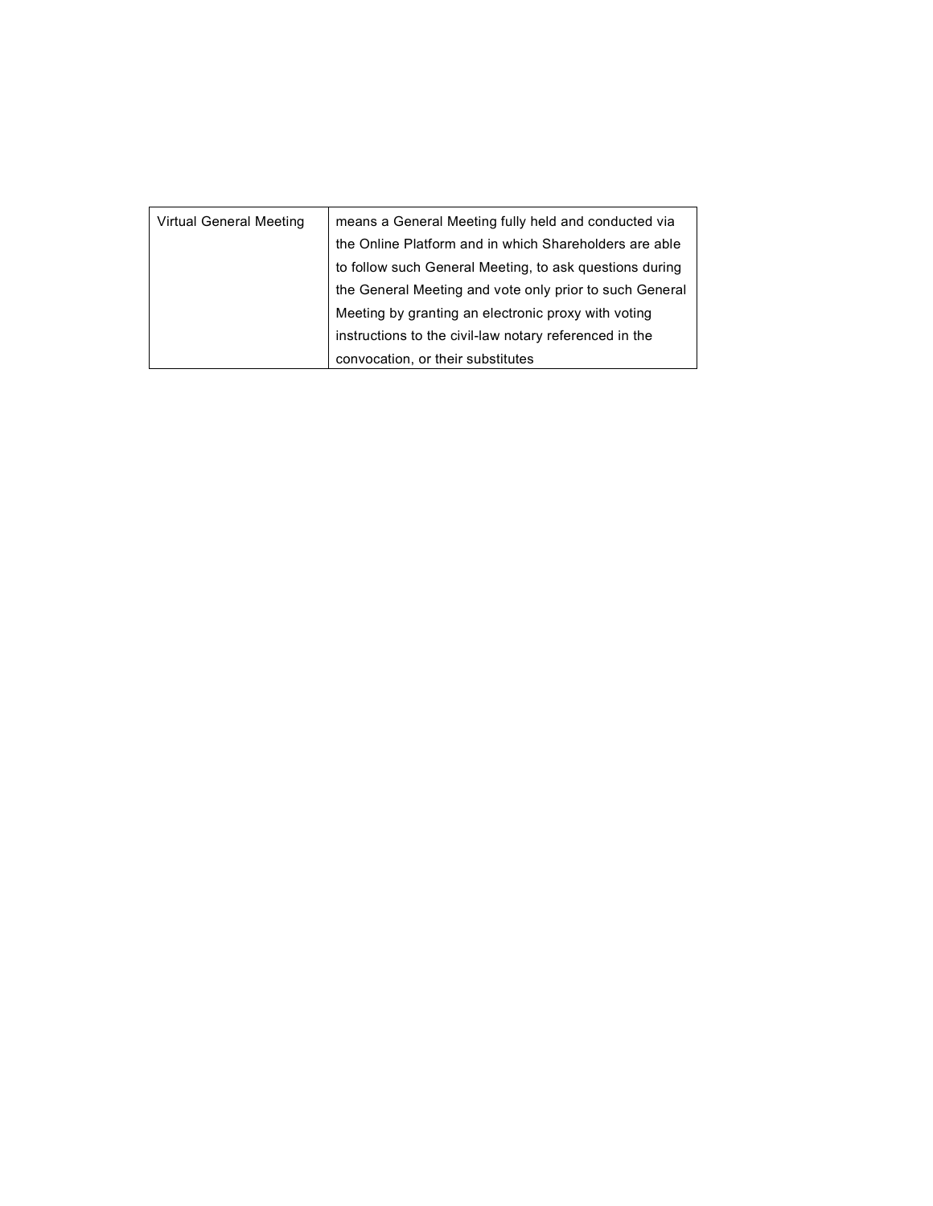| | |
|---|---|
| Virtual General Meeting | means a General Meeting fully held and conducted via the Online Platform and in which Shareholders are able to follow such General Meeting, to ask questions during the General Meeting and vote only prior to such General Meeting by granting an electronic proxy with voting instructions to the civil-law notary referenced in the convocation, or their substitutes |